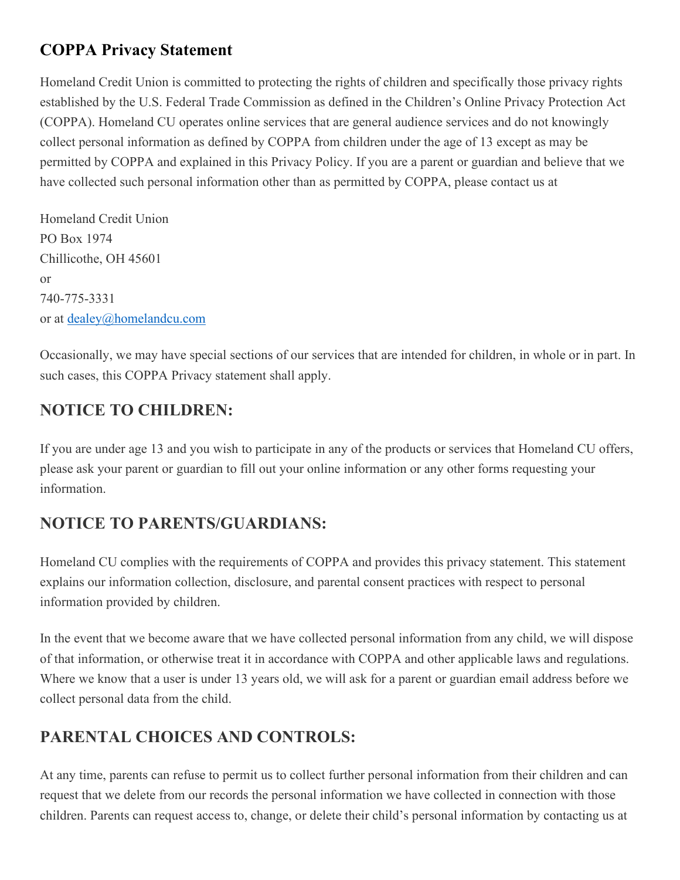## COPPA Privacy Statement

Homeland Credit Union is committed to protecting the rights of children and specifically those privacy rights established by the U.S. Federal Trade Commission as defined in the Children's Online Privacy Protection Act (COPPA). Homeland CU operates online services that are general audience services and do not knowingly collect personal information as defined by COPPA from children under the age of 13 except as may be permitted by COPPA and explained in this Privacy Policy. If you are a parent or guardian and believe that we have collected such personal information other than as permitted by COPPA, please contact us at

Homeland Credit Union
PO Box 1974
Chillicothe, OH 45601
or
740-775-3331
or at [dealey@homelandcu.com](mailto:dealey@homelandcu.com)

Occasionally, we may have special sections of our services that are intended for children, in whole or in part. In such cases, this COPPA Privacy statement shall apply.

## NOTICE TO CHILDREN:

If you are under age 13 and you wish to participate in any of the products or services that Homeland CU offers, please ask your parent or guardian to fill out your online information or any other forms requesting your information.

## NOTICE TO PARENTS/GUARDIANS:

Homeland CU complies with the requirements of COPPA and provides this privacy statement. This statement explains our information collection, disclosure, and parental consent practices with respect to personal information provided by children.

In the event that we become aware that we have collected personal information from any child, we will dispose of that information, or otherwise treat it in accordance with COPPA and other applicable laws and regulations. Where we know that a user is under 13 years old, we will ask for a parent or guardian email address before we collect personal data from the child.

## PARENTAL CHOICES AND CONTROLS:

At any time, parents can refuse to permit us to collect further personal information from their children and can request that we delete from our records the personal information we have collected in connection with those children. Parents can request access to, change, or delete their child's personal information by contacting us at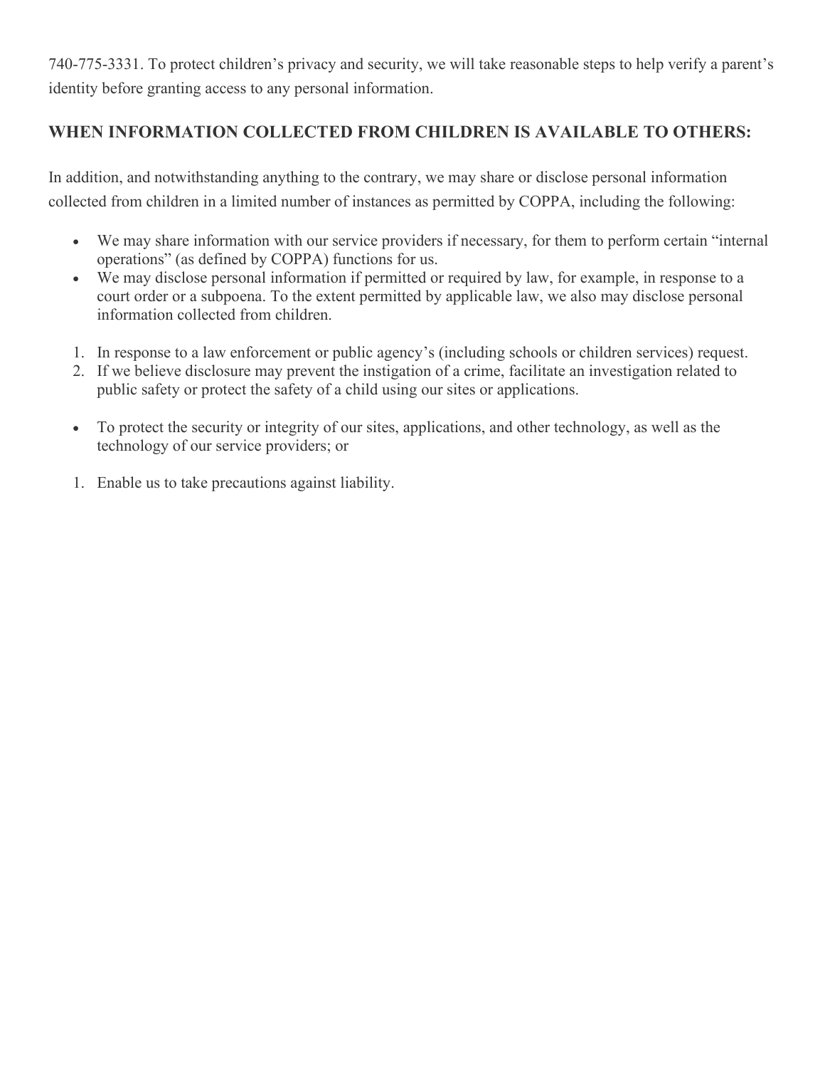740-775-3331. To protect children's privacy and security, we will take reasonable steps to help verify a parent's identity before granting access to any personal information.

## WHEN INFORMATION COLLECTED FROM CHILDREN IS AVAILABLE TO OTHERS:

In addition, and notwithstanding anything to the contrary, we may share or disclose personal information collected from children in a limited number of instances as permitted by COPPA, including the following:

- We may share information with our service providers if necessary, for them to perform certain "internal operations" (as defined by COPPA) functions for us.
- We may disclose personal information if permitted or required by law, for example, in response to a court order or a subpoena. To the extent permitted by applicable law, we also may disclose personal information collected from children.

1. In response to a law enforcement or public agency's (including schools or children services) request.
2. If we believe disclosure may prevent the instigation of a crime, facilitate an investigation related to public safety or protect the safety of a child using our sites or applications.

- To protect the security or integrity of our sites, applications, and other technology, as well as the technology of our service providers; or

1. Enable us to take precautions against liability.